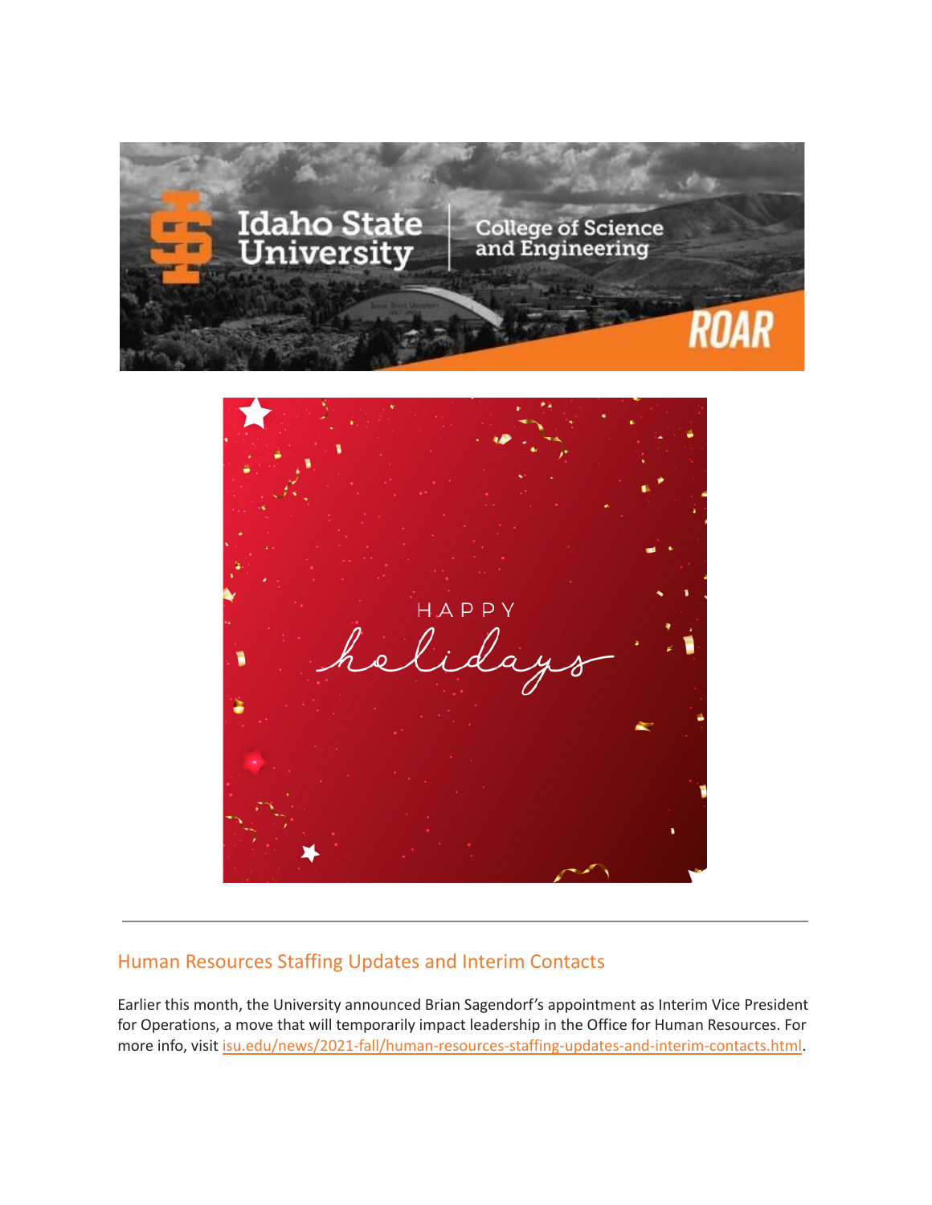## Human Resources Staffing Updates and Interim Contacts

Earlier this month, the University announced Brian Sagendorf's appointment as Interim Vice President for Operations, a move that will temporarily impact leadership in the Office for Human Resources. For more info, visit isu.edu/news/2021-fall/human-resources-staffing-updates-and-interim-contacts.html.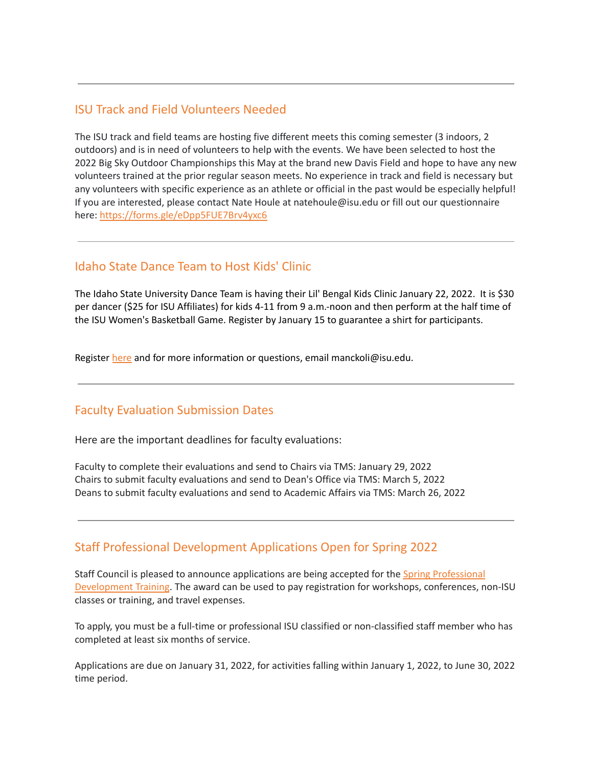---

## ISU Track and Field Volunteers Needed

The ISU track and field teams are hosting five different meets this coming semester (3 indoors, 2 outdoors) and is in need of volunteers to help with the events. We have been selected to host the 2022 Big Sky Outdoor Championships this May at the brand new Davis Field and hope to have any new volunteers trained at the prior regular season meets. No experience in track and field is necessary but any volunteers with specific experience as an athlete or official in the past would be especially helpful! If you are interested, please contact Nate Houle at natehoule@isu.edu or fill out our questionnaire here: [https://forms.gle/eDpp5FUE7Brv4yxc6](https://forms.gle/eDpp5FUE7Brv4yxc6)

---

## Idaho State Dance Team to Host Kids' Clinic

The Idaho State University Dance Team is having their Lil' Bengal Kids Clinic January 22, 2022. It is $30 per dancer ($25 for ISU Affiliates) for kids 4-11 from 9 a.m.-noon and then perform at the half time of the ISU Women's Basketball Game. Register by January 15 to guarantee a shirt for participants.

Register here and for more information or questions, email manckoli@isu.edu.

---

## Faculty Evaluation Submission Dates

Here are the important deadlines for faculty evaluations:

Faculty to complete their evaluations and send to Chairs via TMS: January 29, 2022
Chairs to submit faculty evaluations and send to Dean's Office via TMS: March 5, 2022
Deans to submit faculty evaluations and send to Academic Affairs via TMS: March 26, 2022

---

## Staff Professional Development Applications Open for Spring 2022

Staff Council is pleased to announce applications are being accepted for the Spring Professional Development Training. The award can be used to pay registration for workshops, conferences, non-ISU classes or training, and travel expenses.

To apply, you must be a full-time or professional ISU classified or non-classified staff member who has completed at least six months of service.

Applications are due on January 31, 2022, for activities falling within January 1, 2022, to June 30, 2022 time period.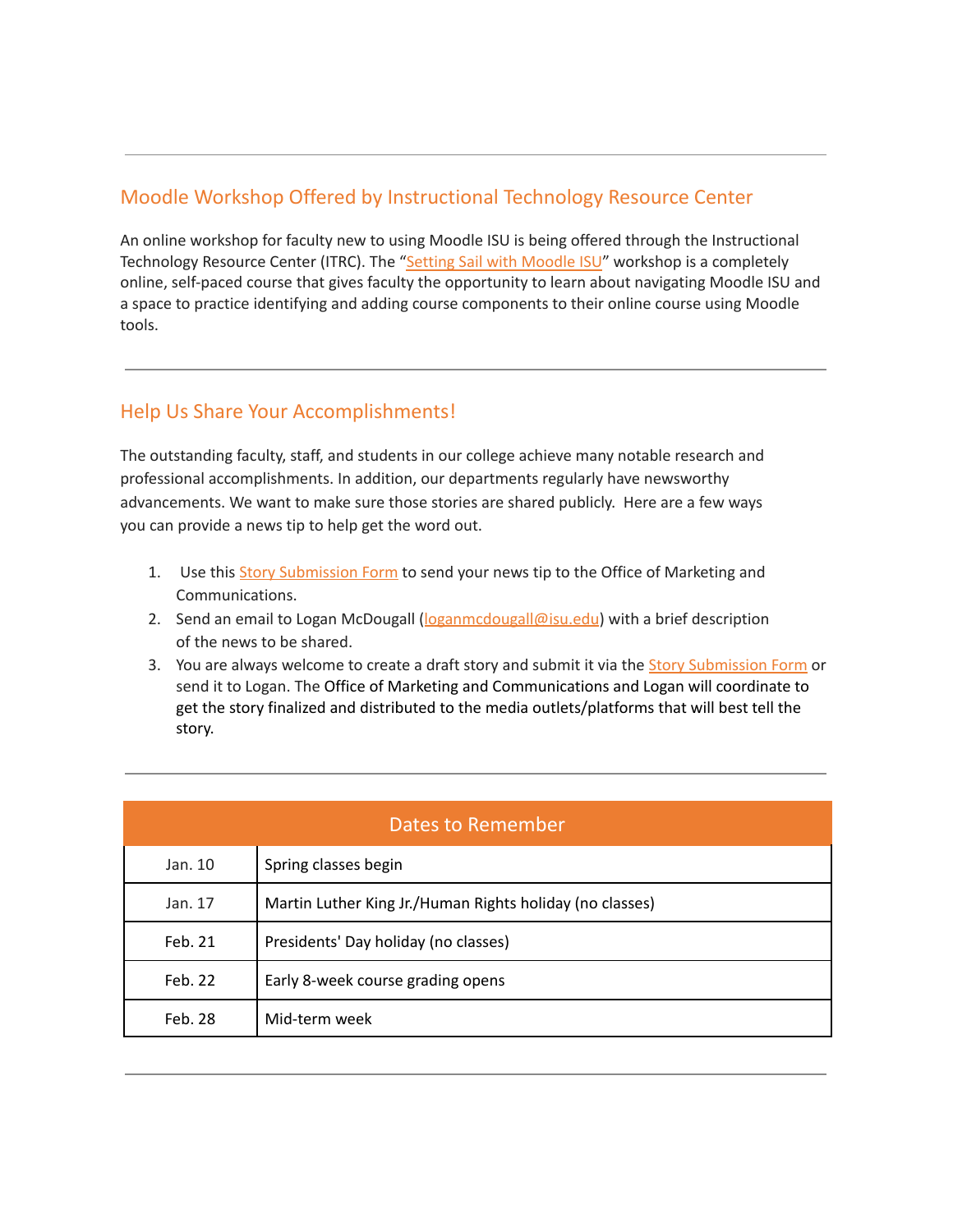---

## Moodle Workshop Offered by Instructional Technology Resource Center

An online workshop for faculty new to using Moodle ISU is being offered through the Instructional Technology Resource Center (ITRC). The "Setting Sail with Moodle ISU" workshop is a completely online, self-paced course that gives faculty the opportunity to learn about navigating Moodle ISU and a space to practice identifying and adding course components to their online course using Moodle tools.

---

## Help Us Share Your Accomplishments!

The outstanding faculty, staff, and students in our college achieve many notable research and professional accomplishments. In addition, our departments regularly have newsworthy advancements. We want to make sure those stories are shared publicly. Here are a few ways you can provide a news tip to help get the word out.

1. Use this Story Submission Form to send your news tip to the Office of Marketing and Communications.
2. Send an email to Logan McDougall (loganmcdougall@isu.edu) with a brief description of the news to be shared.
3. You are always welcome to create a draft story and submit it via the Story Submission Form or send it to Logan. The Office of Marketing and Communications and Logan will coordinate to get the story finalized and distributed to the media outlets/platforms that will best tell the story.

---

| Dates to Remember | |
|---|---|
| Jan. 10 | Spring classes begin |
| Jan. 17 | Martin Luther King Jr./Human Rights holiday (no classes) |
| Feb. 21 | Presidents' Day holiday (no classes) |
| Feb. 22 | Early 8-week course grading opens |
| Feb. 28 | Mid-term week |

---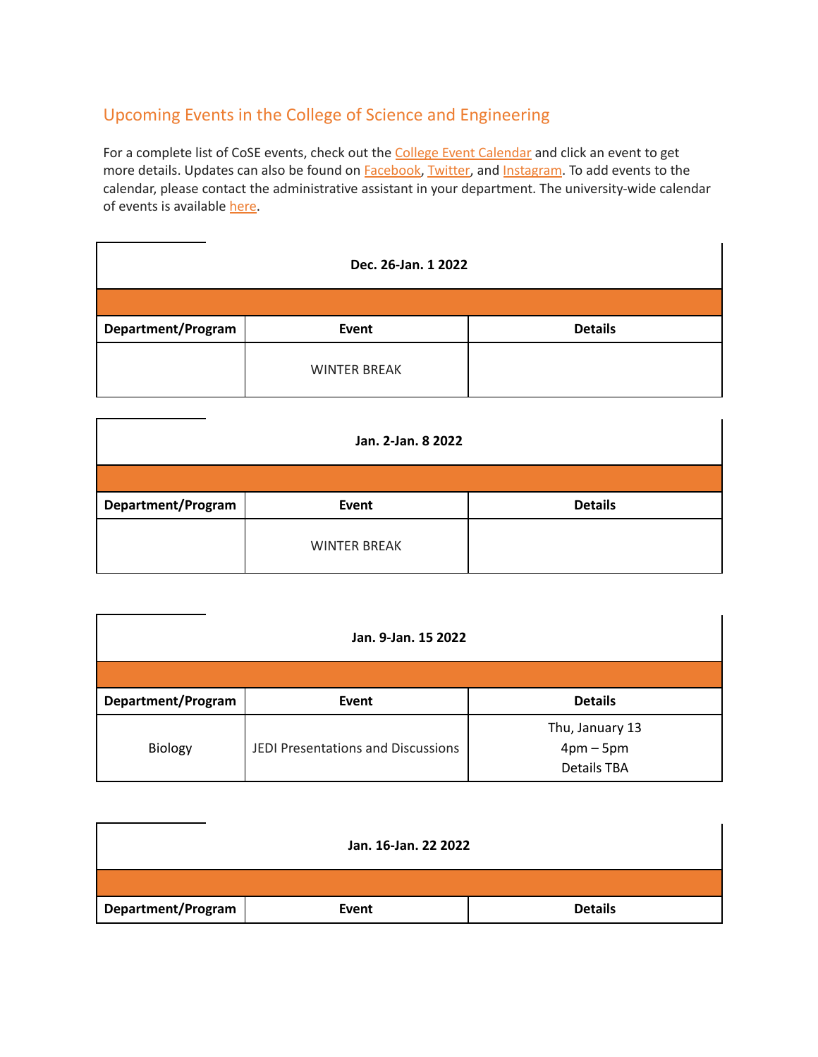## Upcoming Events in the College of Science and Engineering

For a complete list of CoSE events, check out the College Event Calendar and click an event to get more details. Updates can also be found on Facebook, Twitter, and Instagram. To add events to the calendar, please contact the administrative assistant in your department. The university-wide calendar of events is available here.

| Dec. 26-Jan. 1 2022 | | |
|---|---|---|
| **Department/Program** | **Event** | **Details** |
| | WINTER BREAK | |

| Jan. 2-Jan. 8 2022 | | |
|---|---|---|
| **Department/Program** | **Event** | **Details** |
| | WINTER BREAK | |

| Jan. 9-Jan. 15 2022 | | |
|---|---|---|
| **Department/Program** | **Event** | **Details** |
| Biology | JEDI Presentations and Discussions | Thu, January 13<br>4pm – 5pm<br>Details TBA |

| Jan. 16-Jan. 22 2022 | | |
|---|---|---|
| **Department/Program** | **Event** | **Details** |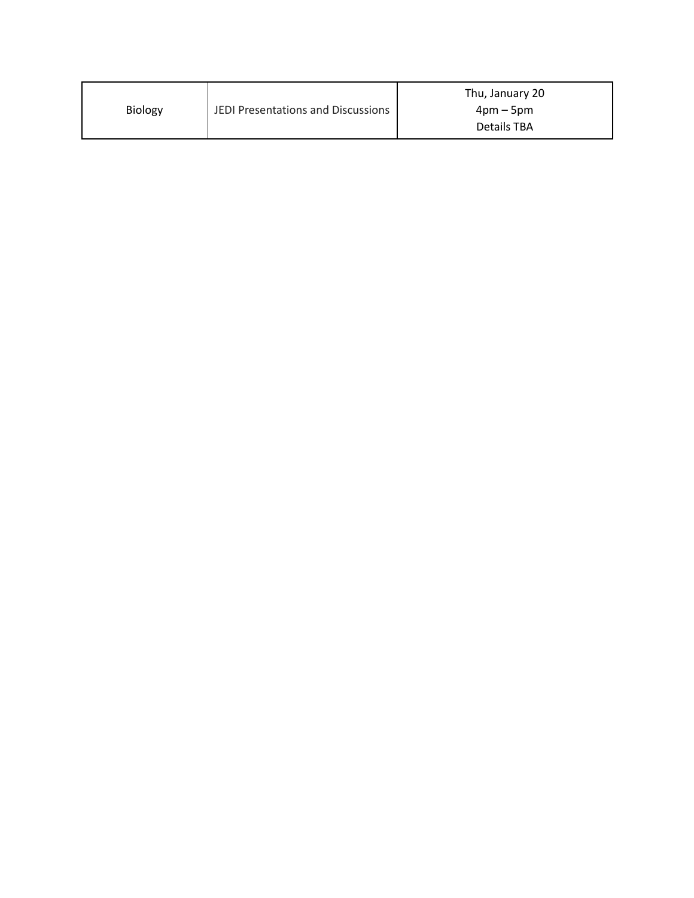| | | |
|---|---|---|
| Biology | JEDI Presentations and Discussions | Thu, January 20<br>4pm – 5pm<br>Details TBA |